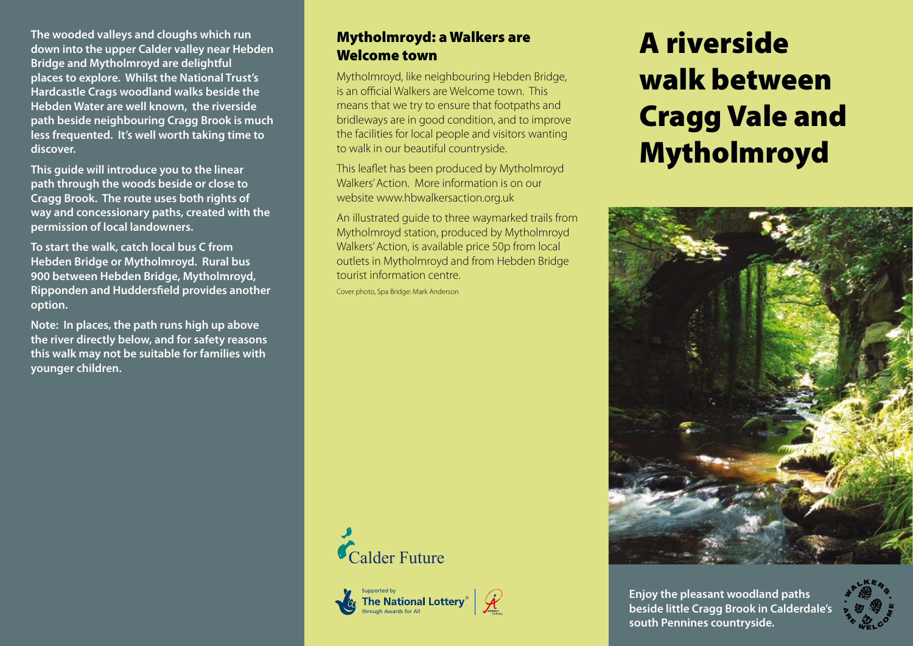**The wooded valleys and cloughs which run down into the upper Calder valley near Hebden Bridge and Mytholmroyd are delightful places to explore. Whilst the National Trust's Hardcastle Crags woodland walks beside the Hebden Water are well known, the riverside path beside neighbouring Cragg Brook is much less frequented. It's well worth taking time to discover.**

**This guide will introduce you to the linear path through the woods beside or close to Cragg Brook. The route uses both rights of way and concessionary paths, created with the permission of local landowners.**

**To start the walk, catch local bus C from Hebden Bridge or Mytholmroyd. Rural bus 900 between Hebden Bridge, Mytholmroyd, Ripponden and Huddersfield provides another option.**

**Note: In places, the path runs high up above the river directly below, and for safety reasons this walk may not be suitable for families with younger children.**

## Mytholmroyd: a Walkers are Welcome town

Mytholmroyd, like neighbouring Hebden Bridge, is an official Walkers are Welcome town. This means that we try to ensure that footpaths and bridleways are in good condition, and to improve the facilities for local people and visitors wanting to walk in our beautiful countryside.

This leaflet has been produced by Mytholmroyd Walkers' Action. More information is on our website www.hbwalkersaction.org.uk

An illustrated guide to three waymarked trails from Mytholmroyd station, produced by Mytholmroyd Walkers' Action, is available price 50p from local outlets in Mytholmroyd and from Hebden Bridge tourist information centre.

Cover photo, Spa Bridge: Mark Anderson

Calder Future

Supported by The National Lottery® through Awards for All

# A riverside walk between Cragg Vale and Mytholmroyd

**Enjoy the pleasant woodland paths beside little Cragg Brook in Calderdale's south Pennines countryside.**

WALKERS ARE WELCOME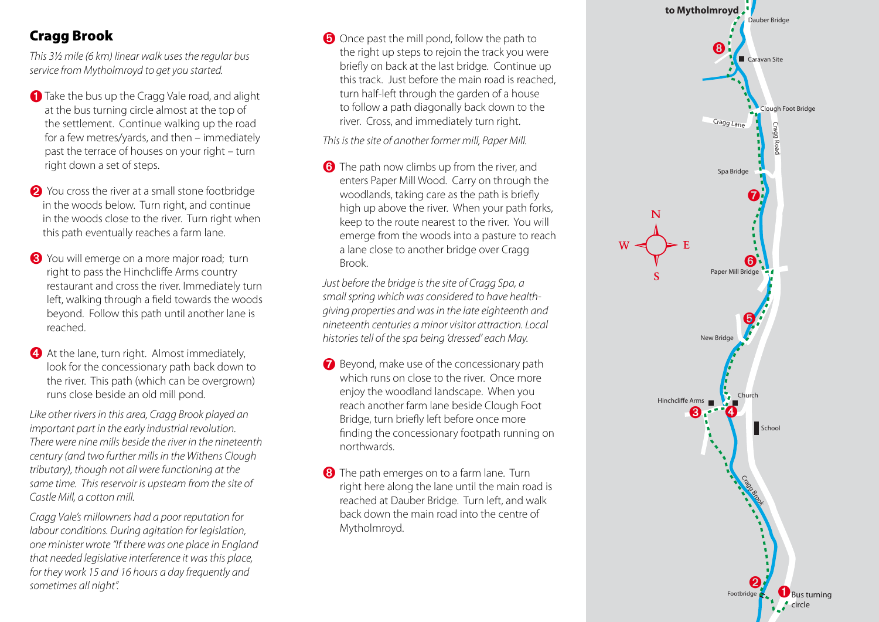## Cragg Brook

*This 3½ mile (6 km) linear walk uses the regular bus service from Mytholmroyd to get you started.*

1. Take the bus up the Cragg Vale road, and alight at the bus turning circle almost at the top of the settlement. Continue walking up the road for a few metres/yards, and then – immediately past the terrace of houses on your right – turn right down a set of steps.

2. You cross the river at a small stone footbridge in the woods below. Turn right, and continue in the woods close to the river. Turn right when this path eventually reaches a farm lane.

3. You will emerge on a more major road; turn right to pass the Hinchcliffe Arms country restaurant and cross the river. Immediately turn left, walking through a field towards the woods beyond. Follow this path until another lane is reached.

4. At the lane, turn right. Almost immediately, look for the concessionary path back down to the river. This path (which can be overgrown) runs close beside an old mill pond.

*Like other rivers in this area, Cragg Brook played an important part in the early industrial revolution. There were nine mills beside the river in the nineteenth century (and two further mills in the Withens Clough tributary), though not all were functioning at the same time. This reservoir is upsteam from the site of Castle Mill, a cotton mill.*

*Cragg Vale's millowners had a poor reputation for labour conditions. During agitation for legislation, one minister wrote "If there was one place in England that needed legislative interference it was this place, for they work 15 and 16 hours a day frequently and sometimes all night".*

5. Once past the mill pond, follow the path to the right up steps to rejoin the track you were briefly on back at the last bridge. Continue up this track. Just before the main road is reached, turn half-left through the garden of a house to follow a path diagonally back down to the river. Cross, and immediately turn right.

*This is the site of another former mill, Paper Mill.*

6. The path now climbs up from the river, and enters Paper Mill Wood. Carry on through the woodlands, taking care as the path is briefly high up above the river. When your path forks, keep to the route nearest to the river. You will emerge from the woods into a pasture to reach a lane close to another bridge over Cragg Brook.

*Just before the bridge is the site of Cragg Spa, a small spring which was considered to have health-giving properties and was in the late eighteenth and nineteenth centuries a minor visitor attraction. Local histories tell of the spa being 'dressed' each May.*

7. Beyond, make use of the concessionary path which runs on close to the river. Once more enjoy the woodland landscape. When you reach another farm lane beside Clough Foot Bridge, turn briefly left before once more finding the concessionary footpath running on northwards.

8. The path emerges on to a farm lane. Turn right here along the lane until the main road is reached at Dauber Bridge. Turn left, and walk back down the main road into the centre of Mytholmroyd.

to Mytholmroyd
Dauber Bridge
8
Caravan Site
Clough Foot Bridge
Cragg Lane
Cragg Road
Spa Bridge
7
N
W
E
S
6
Paper Mill Bridge
5
New Bridge
Church
Hinchcliffe Arms
3
4
School
Cragg Brook
2
Footbridge
1
Bus turning circle